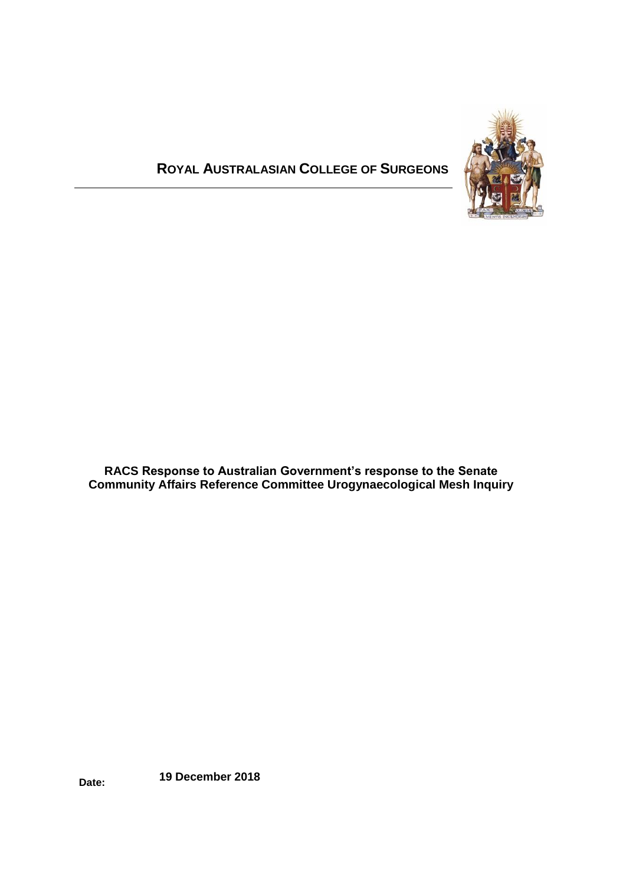**ROYAL AUSTRALASIAN COLLEGE OF SURGEONS**

---

**RACS Response to Australian Government's response to the Senate Community Affairs Reference Committee Urogynaecological Mesh Inquiry**

**Date:** **19 December 2018**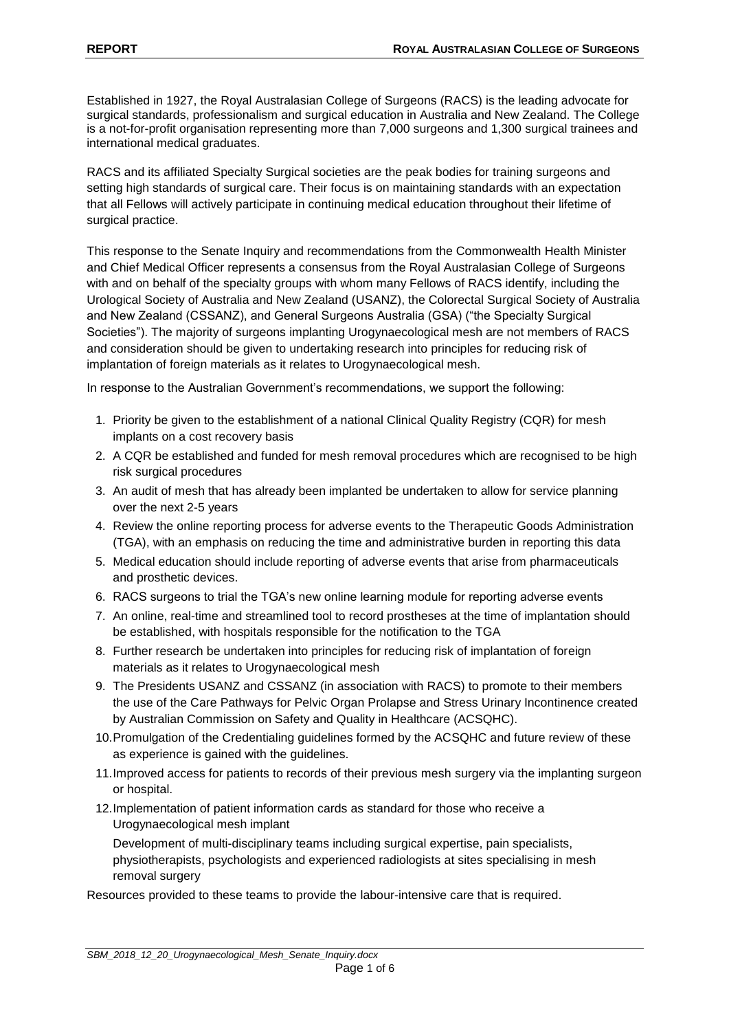Established in 1927, the Royal Australasian College of Surgeons (RACS) is the leading advocate for surgical standards, professionalism and surgical education in Australia and New Zealand. The College is a not-for-profit organisation representing more than 7,000 surgeons and 1,300 surgical trainees and international medical graduates.

RACS and its affiliated Specialty Surgical societies are the peak bodies for training surgeons and setting high standards of surgical care. Their focus is on maintaining standards with an expectation that all Fellows will actively participate in continuing medical education throughout their lifetime of surgical practice.

This response to the Senate Inquiry and recommendations from the Commonwealth Health Minister and Chief Medical Officer represents a consensus from the Royal Australasian College of Surgeons with and on behalf of the specialty groups with whom many Fellows of RACS identify, including the Urological Society of Australia and New Zealand (USANZ), the Colorectal Surgical Society of Australia and New Zealand (CSSANZ), and General Surgeons Australia (GSA) ("the Specialty Surgical Societies"). The majority of surgeons implanting Urogynaecological mesh are not members of RACS and consideration should be given to undertaking research into principles for reducing risk of implantation of foreign materials as it relates to Urogynaecological mesh.

In response to the Australian Government's recommendations, we support the following:

1. Priority be given to the establishment of a national Clinical Quality Registry (CQR) for mesh implants on a cost recovery basis
2. A CQR be established and funded for mesh removal procedures which are recognised to be high risk surgical procedures
3. An audit of mesh that has already been implanted be undertaken to allow for service planning over the next 2-5 years
4. Review the online reporting process for adverse events to the Therapeutic Goods Administration (TGA), with an emphasis on reducing the time and administrative burden in reporting this data
5. Medical education should include reporting of adverse events that arise from pharmaceuticals and prosthetic devices.
6. RACS surgeons to trial the TGA's new online learning module for reporting adverse events
7. An online, real-time and streamlined tool to record prostheses at the time of implantation should be established, with hospitals responsible for the notification to the TGA
8. Further research be undertaken into principles for reducing risk of implantation of foreign materials as it relates to Urogynaecological mesh
9. The Presidents USANZ and CSSANZ (in association with RACS) to promote to their members the use of the Care Pathways for Pelvic Organ Prolapse and Stress Urinary Incontinence created by Australian Commission on Safety and Quality in Healthcare (ACSQHC).
10. Promulgation of the Credentialing guidelines formed by the ACSQHC and future review of these as experience is gained with the guidelines.
11. Improved access for patients to records of their previous mesh surgery via the implanting surgeon or hospital.
12. Implementation of patient information cards as standard for those who receive a Urogynaecological mesh implant

    Development of multi-disciplinary teams including surgical expertise, pain specialists, physiotherapists, psychologists and experienced radiologists at sites specialising in mesh removal surgery

Resources provided to these teams to provide the labour-intensive care that is required.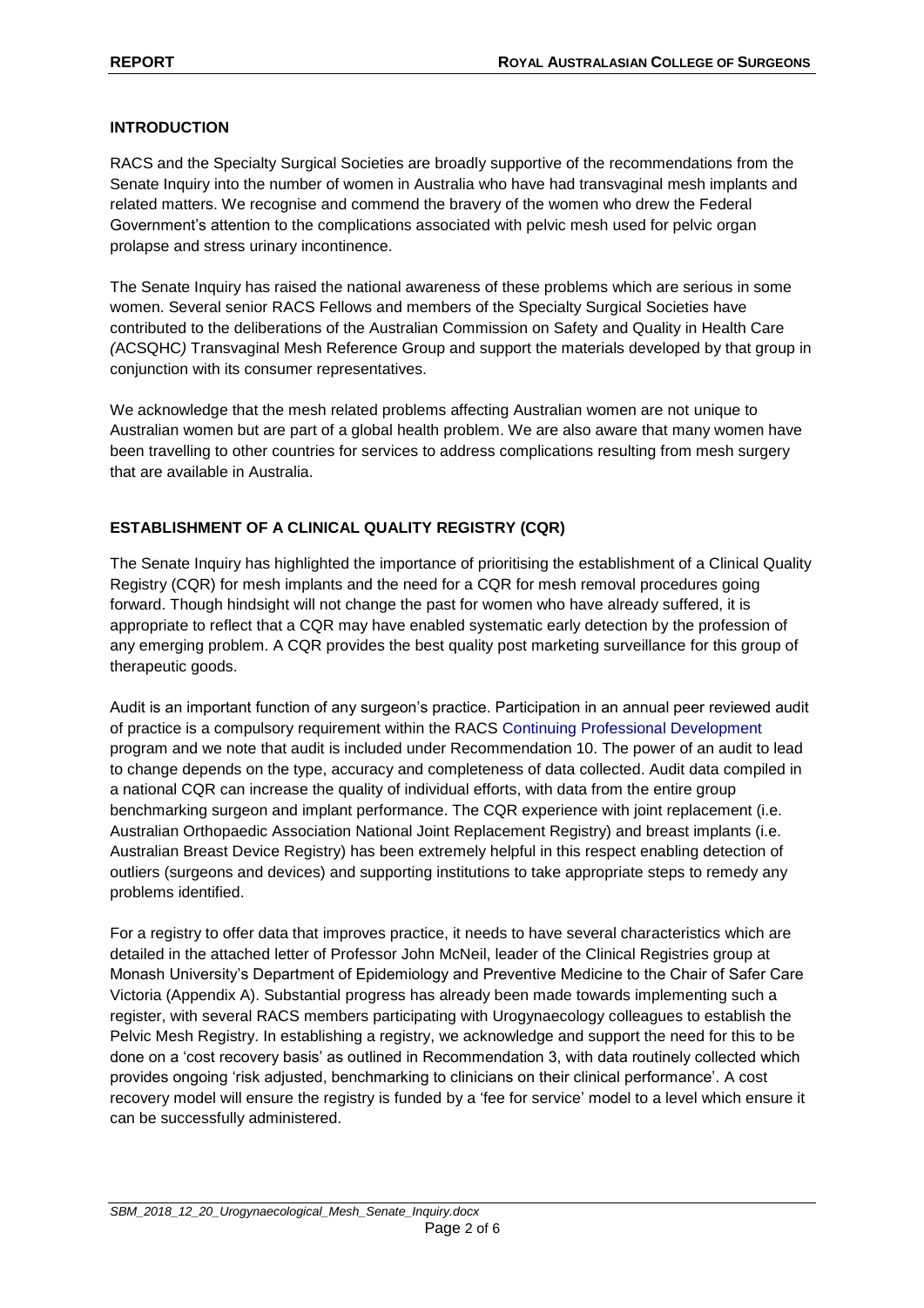## INTRODUCTION

RACS and the Specialty Surgical Societies are broadly supportive of the recommendations from the Senate Inquiry into the number of women in Australia who have had transvaginal mesh implants and related matters. We recognise and commend the bravery of the women who drew the Federal Government's attention to the complications associated with pelvic mesh used for pelvic organ prolapse and stress urinary incontinence.

The Senate Inquiry has raised the national awareness of these problems which are serious in some women. Several senior RACS Fellows and members of the Specialty Surgical Societies have contributed to the deliberations of the Australian Commission on Safety and Quality in Health Care *(*ACSQHC*)* Transvaginal Mesh Reference Group and support the materials developed by that group in conjunction with its consumer representatives.

We acknowledge that the mesh related problems affecting Australian women are not unique to Australian women but are part of a global health problem. We are also aware that many women have been travelling to other countries for services to address complications resulting from mesh surgery that are available in Australia.

## ESTABLISHMENT OF A CLINICAL QUALITY REGISTRY (CQR)

The Senate Inquiry has highlighted the importance of prioritising the establishment of a Clinical Quality Registry (CQR) for mesh implants and the need for a CQR for mesh removal procedures going forward. Though hindsight will not change the past for women who have already suffered, it is appropriate to reflect that a CQR may have enabled systematic early detection by the profession of any emerging problem. A CQR provides the best quality post marketing surveillance for this group of therapeutic goods.

Audit is an important function of any surgeon's practice. Participation in an annual peer reviewed audit of practice is a compulsory requirement within the RACS Continuing Professional Development program and we note that audit is included under Recommendation 10. The power of an audit to lead to change depends on the type, accuracy and completeness of data collected. Audit data compiled in a national CQR can increase the quality of individual efforts, with data from the entire group benchmarking surgeon and implant performance. The CQR experience with joint replacement (i.e. Australian Orthopaedic Association National Joint Replacement Registry) and breast implants (i.e. Australian Breast Device Registry) has been extremely helpful in this respect enabling detection of outliers (surgeons and devices) and supporting institutions to take appropriate steps to remedy any problems identified.

For a registry to offer data that improves practice, it needs to have several characteristics which are detailed in the attached letter of Professor John McNeil, leader of the Clinical Registries group at Monash University's Department of Epidemiology and Preventive Medicine to the Chair of Safer Care Victoria (Appendix A). Substantial progress has already been made towards implementing such a register, with several RACS members participating with Urogynaecology colleagues to establish the Pelvic Mesh Registry. In establishing a registry, we acknowledge and support the need for this to be done on a 'cost recovery basis' as outlined in Recommendation 3, with data routinely collected which provides ongoing 'risk adjusted, benchmarking to clinicians on their clinical performance'. A cost recovery model will ensure the registry is funded by a 'fee for service' model to a level which ensure it can be successfully administered.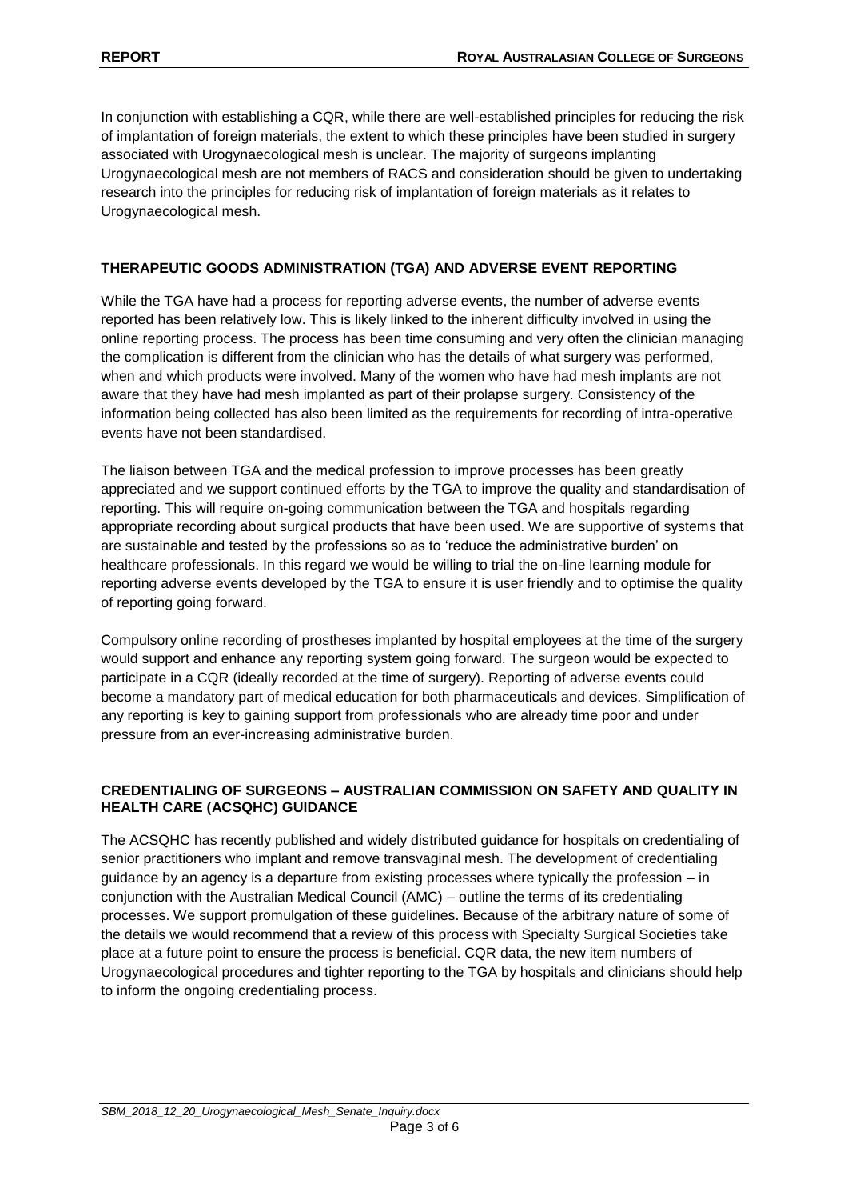In conjunction with establishing a CQR, while there are well-established principles for reducing the risk of implantation of foreign materials, the extent to which these principles have been studied in surgery associated with Urogynaecological mesh is unclear. The majority of surgeons implanting Urogynaecological mesh are not members of RACS and consideration should be given to undertaking research into the principles for reducing risk of implantation of foreign materials as it relates to Urogynaecological mesh.

## THERAPEUTIC GOODS ADMINISTRATION (TGA) AND ADVERSE EVENT REPORTING

While the TGA have had a process for reporting adverse events, the number of adverse events reported has been relatively low. This is likely linked to the inherent difficulty involved in using the online reporting process. The process has been time consuming and very often the clinician managing the complication is different from the clinician who has the details of what surgery was performed, when and which products were involved. Many of the women who have had mesh implants are not aware that they have had mesh implanted as part of their prolapse surgery. Consistency of the information being collected has also been limited as the requirements for recording of intra-operative events have not been standardised.

The liaison between TGA and the medical profession to improve processes has been greatly appreciated and we support continued efforts by the TGA to improve the quality and standardisation of reporting. This will require on-going communication between the TGA and hospitals regarding appropriate recording about surgical products that have been used. We are supportive of systems that are sustainable and tested by the professions so as to 'reduce the administrative burden' on healthcare professionals. In this regard we would be willing to trial the on-line learning module for reporting adverse events developed by the TGA to ensure it is user friendly and to optimise the quality of reporting going forward.

Compulsory online recording of prostheses implanted by hospital employees at the time of the surgery would support and enhance any reporting system going forward. The surgeon would be expected to participate in a CQR (ideally recorded at the time of surgery). Reporting of adverse events could become a mandatory part of medical education for both pharmaceuticals and devices. Simplification of any reporting is key to gaining support from professionals who are already time poor and under pressure from an ever-increasing administrative burden.

## CREDENTIALING OF SURGEONS – AUSTRALIAN COMMISSION ON SAFETY AND QUALITY IN HEALTH CARE (ACSQHC) GUIDANCE

The ACSQHC has recently published and widely distributed guidance for hospitals on credentialing of senior practitioners who implant and remove transvaginal mesh. The development of credentialing guidance by an agency is a departure from existing processes where typically the profession – in conjunction with the Australian Medical Council (AMC) – outline the terms of its credentialing processes. We support promulgation of these guidelines. Because of the arbitrary nature of some of the details we would recommend that a review of this process with Specialty Surgical Societies take place at a future point to ensure the process is beneficial. CQR data, the new item numbers of Urogynaecological procedures and tighter reporting to the TGA by hospitals and clinicians should help to inform the ongoing credentialing process.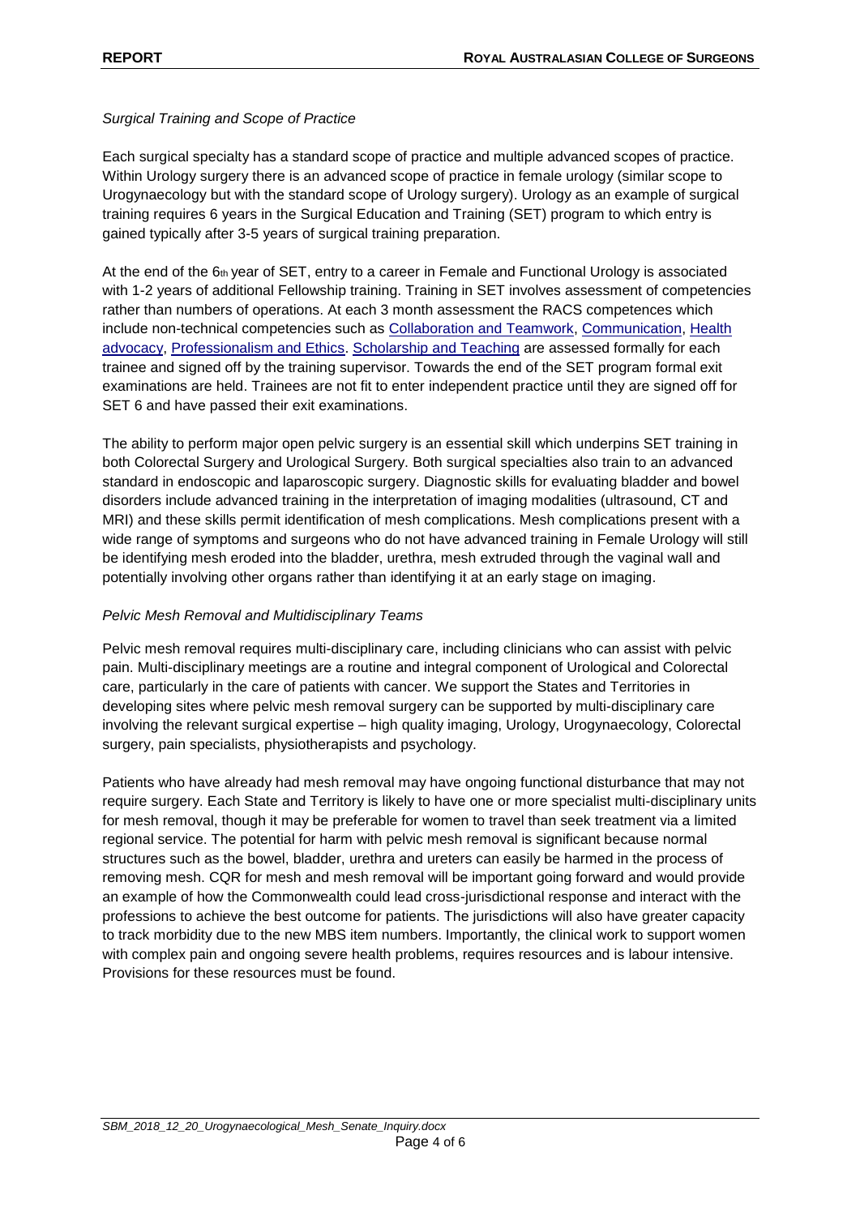*Surgical Training and Scope of Practice*

Each surgical specialty has a standard scope of practice and multiple advanced scopes of practice. Within Urology surgery there is an advanced scope of practice in female urology (similar scope to Urogynaecology but with the standard scope of Urology surgery). Urology as an example of surgical training requires 6 years in the Surgical Education and Training (SET) program to which entry is gained typically after 3-5 years of surgical training preparation.

At the end of the 6th year of SET, entry to a career in Female and Functional Urology is associated with 1-2 years of additional Fellowship training. Training in SET involves assessment of competencies rather than numbers of operations. At each 3 month assessment the RACS competences which include non-technical competencies such as Collaboration and Teamwork, Communication, Health advocacy, Professionalism and Ethics. Scholarship and Teaching are assessed formally for each trainee and signed off by the training supervisor. Towards the end of the SET program formal exit examinations are held. Trainees are not fit to enter independent practice until they are signed off for SET 6 and have passed their exit examinations.

The ability to perform major open pelvic surgery is an essential skill which underpins SET training in both Colorectal Surgery and Urological Surgery. Both surgical specialties also train to an advanced standard in endoscopic and laparoscopic surgery. Diagnostic skills for evaluating bladder and bowel disorders include advanced training in the interpretation of imaging modalities (ultrasound, CT and MRI) and these skills permit identification of mesh complications. Mesh complications present with a wide range of symptoms and surgeons who do not have advanced training in Female Urology will still be identifying mesh eroded into the bladder, urethra, mesh extruded through the vaginal wall and potentially involving other organs rather than identifying it at an early stage on imaging.

*Pelvic Mesh Removal and Multidisciplinary Teams*

Pelvic mesh removal requires multi-disciplinary care, including clinicians who can assist with pelvic pain. Multi-disciplinary meetings are a routine and integral component of Urological and Colorectal care, particularly in the care of patients with cancer. We support the States and Territories in developing sites where pelvic mesh removal surgery can be supported by multi-disciplinary care involving the relevant surgical expertise – high quality imaging, Urology, Urogynaecology, Colorectal surgery, pain specialists, physiotherapists and psychology.

Patients who have already had mesh removal may have ongoing functional disturbance that may not require surgery. Each State and Territory is likely to have one or more specialist multi-disciplinary units for mesh removal, though it may be preferable for women to travel than seek treatment via a limited regional service. The potential for harm with pelvic mesh removal is significant because normal structures such as the bowel, bladder, urethra and ureters can easily be harmed in the process of removing mesh. CQR for mesh and mesh removal will be important going forward and would provide an example of how the Commonwealth could lead cross-jurisdictional response and interact with the professions to achieve the best outcome for patients. The jurisdictions will also have greater capacity to track morbidity due to the new MBS item numbers. Importantly, the clinical work to support women with complex pain and ongoing severe health problems, requires resources and is labour intensive. Provisions for these resources must be found.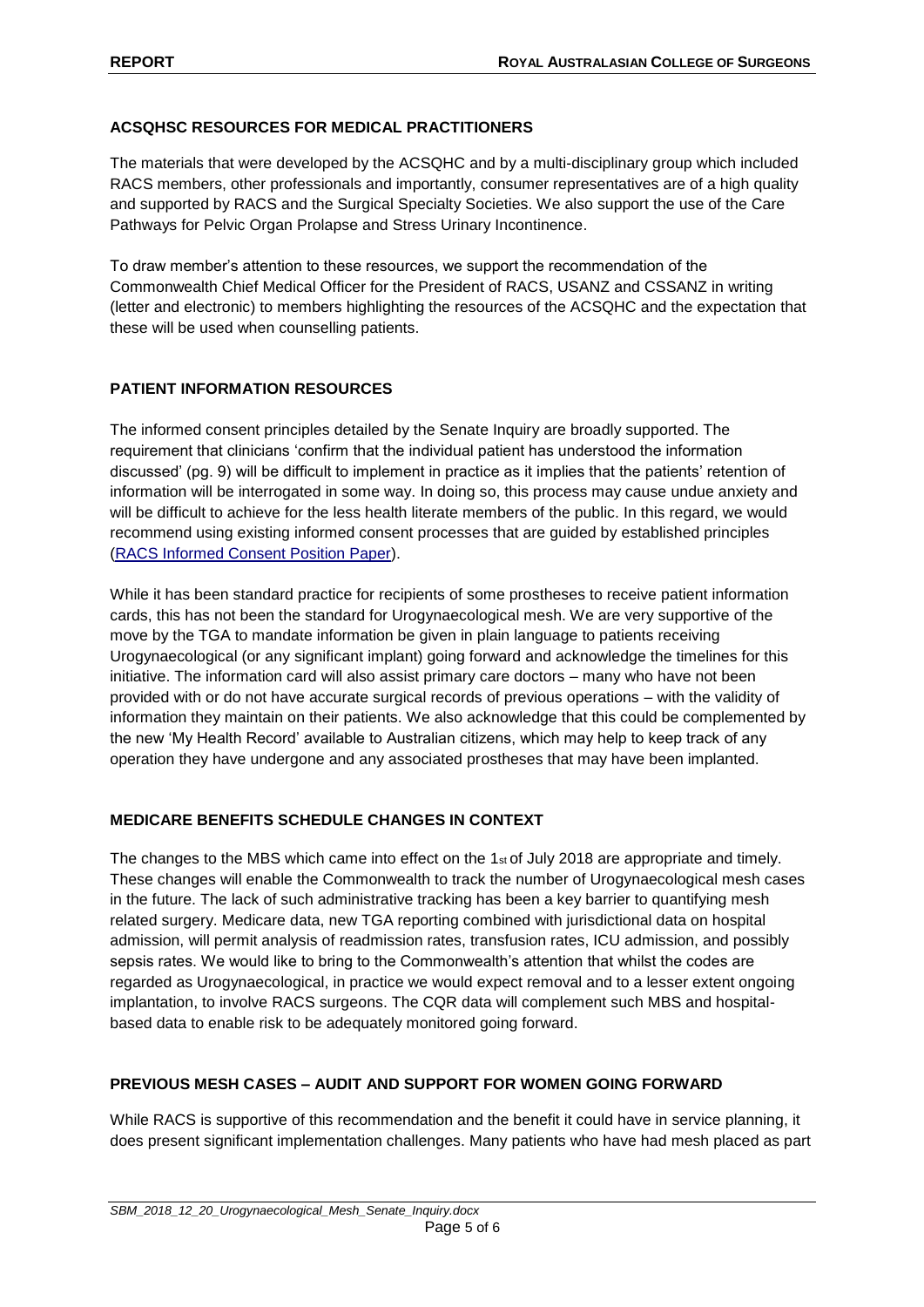## ACSQHSC RESOURCES FOR MEDICAL PRACTITIONERS

The materials that were developed by the ACSQHC and by a multi-disciplinary group which included RACS members, other professionals and importantly, consumer representatives are of a high quality and supported by RACS and the Surgical Specialty Societies. We also support the use of the Care Pathways for Pelvic Organ Prolapse and Stress Urinary Incontinence.

To draw member's attention to these resources, we support the recommendation of the Commonwealth Chief Medical Officer for the President of RACS, USANZ and CSSANZ in writing (letter and electronic) to members highlighting the resources of the ACSQHC and the expectation that these will be used when counselling patients.

## PATIENT INFORMATION RESOURCES

The informed consent principles detailed by the Senate Inquiry are broadly supported. The requirement that clinicians 'confirm that the individual patient has understood the information discussed' (pg. 9) will be difficult to implement in practice as it implies that the patients' retention of information will be interrogated in some way. In doing so, this process may cause undue anxiety and will be difficult to achieve for the less health literate members of the public. In this regard, we would recommend using existing informed consent processes that are guided by established principles (RACS Informed Consent Position Paper).

While it has been standard practice for recipients of some prostheses to receive patient information cards, this has not been the standard for Urogynaecological mesh. We are very supportive of the move by the TGA to mandate information be given in plain language to patients receiving Urogynaecological (or any significant implant) going forward and acknowledge the timelines for this initiative. The information card will also assist primary care doctors – many who have not been provided with or do not have accurate surgical records of previous operations – with the validity of information they maintain on their patients. We also acknowledge that this could be complemented by the new 'My Health Record' available to Australian citizens, which may help to keep track of any operation they have undergone and any associated prostheses that may have been implanted.

## MEDICARE BENEFITS SCHEDULE CHANGES IN CONTEXT

The changes to the MBS which came into effect on the 1st of July 2018 are appropriate and timely. These changes will enable the Commonwealth to track the number of Urogynaecological mesh cases in the future. The lack of such administrative tracking has been a key barrier to quantifying mesh related surgery. Medicare data, new TGA reporting combined with jurisdictional data on hospital admission, will permit analysis of readmission rates, transfusion rates, ICU admission, and possibly sepsis rates. We would like to bring to the Commonwealth's attention that whilst the codes are regarded as Urogynaecological, in practice we would expect removal and to a lesser extent ongoing implantation, to involve RACS surgeons. The CQR data will complement such MBS and hospital-based data to enable risk to be adequately monitored going forward.

## PREVIOUS MESH CASES – AUDIT AND SUPPORT FOR WOMEN GOING FORWARD

While RACS is supportive of this recommendation and the benefit it could have in service planning, it does present significant implementation challenges. Many patients who have had mesh placed as part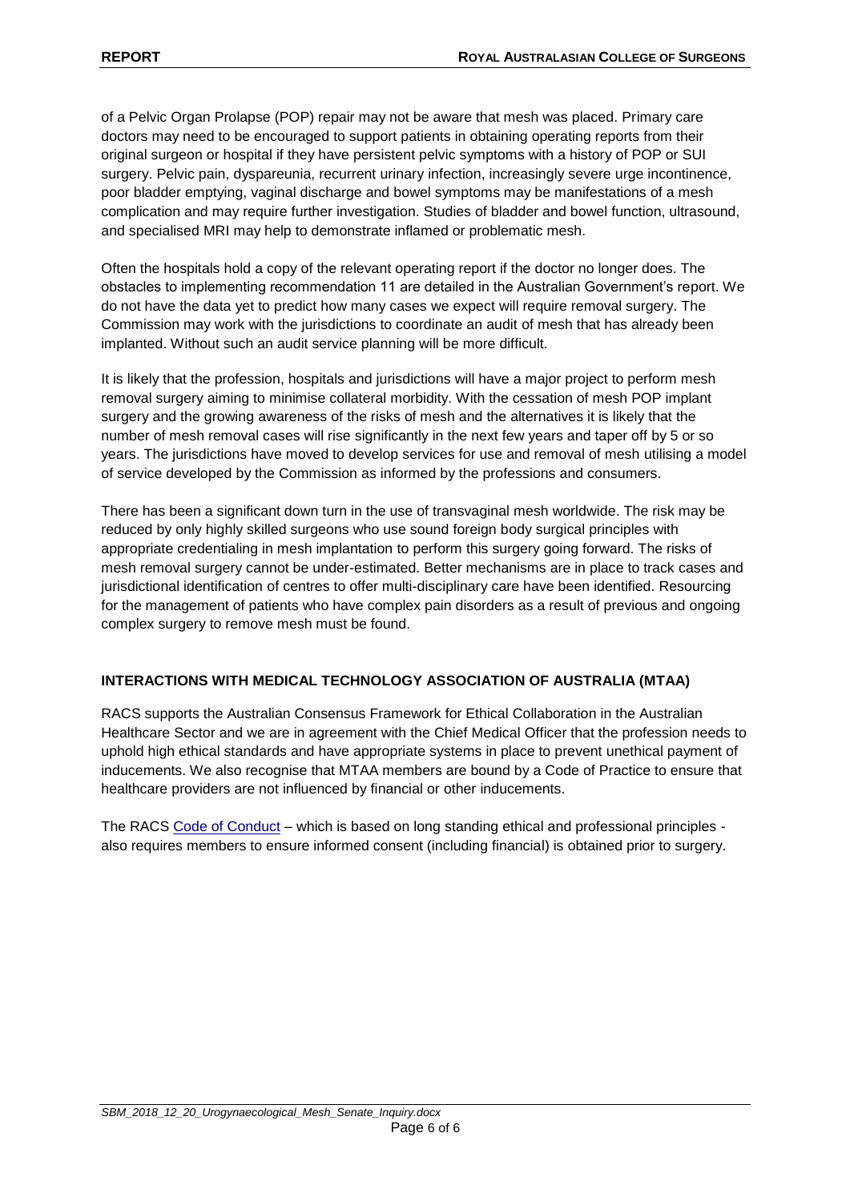of a Pelvic Organ Prolapse (POP) repair may not be aware that mesh was placed. Primary care doctors may need to be encouraged to support patients in obtaining operating reports from their original surgeon or hospital if they have persistent pelvic symptoms with a history of POP or SUI surgery. Pelvic pain, dyspareunia, recurrent urinary infection, increasingly severe urge incontinence, poor bladder emptying, vaginal discharge and bowel symptoms may be manifestations of a mesh complication and may require further investigation. Studies of bladder and bowel function, ultrasound, and specialised MRI may help to demonstrate inflamed or problematic mesh.

Often the hospitals hold a copy of the relevant operating report if the doctor no longer does. The obstacles to implementing recommendation 11 are detailed in the Australian Government's report. We do not have the data yet to predict how many cases we expect will require removal surgery. The Commission may work with the jurisdictions to coordinate an audit of mesh that has already been implanted. Without such an audit service planning will be more difficult.

It is likely that the profession, hospitals and jurisdictions will have a major project to perform mesh removal surgery aiming to minimise collateral morbidity. With the cessation of mesh POP implant surgery and the growing awareness of the risks of mesh and the alternatives it is likely that the number of mesh removal cases will rise significantly in the next few years and taper off by 5 or so years. The jurisdictions have moved to develop services for use and removal of mesh utilising a model of service developed by the Commission as informed by the professions and consumers.

There has been a significant down turn in the use of transvaginal mesh worldwide. The risk may be reduced by only highly skilled surgeons who use sound foreign body surgical principles with appropriate credentialing in mesh implantation to perform this surgery going forward. The risks of mesh removal surgery cannot be under-estimated. Better mechanisms are in place to track cases and jurisdictional identification of centres to offer multi-disciplinary care have been identified. Resourcing for the management of patients who have complex pain disorders as a result of previous and ongoing complex surgery to remove mesh must be found.

## INTERACTIONS WITH MEDICAL TECHNOLOGY ASSOCIATION OF AUSTRALIA (MTAA)

RACS supports the Australian Consensus Framework for Ethical Collaboration in the Australian Healthcare Sector and we are in agreement with the Chief Medical Officer that the profession needs to uphold high ethical standards and have appropriate systems in place to prevent unethical payment of inducements. We also recognise that MTAA members are bound by a Code of Practice to ensure that healthcare providers are not influenced by financial or other inducements.

The RACS Code of Conduct – which is based on long standing ethical and professional principles - also requires members to ensure informed consent (including financial) is obtained prior to surgery.